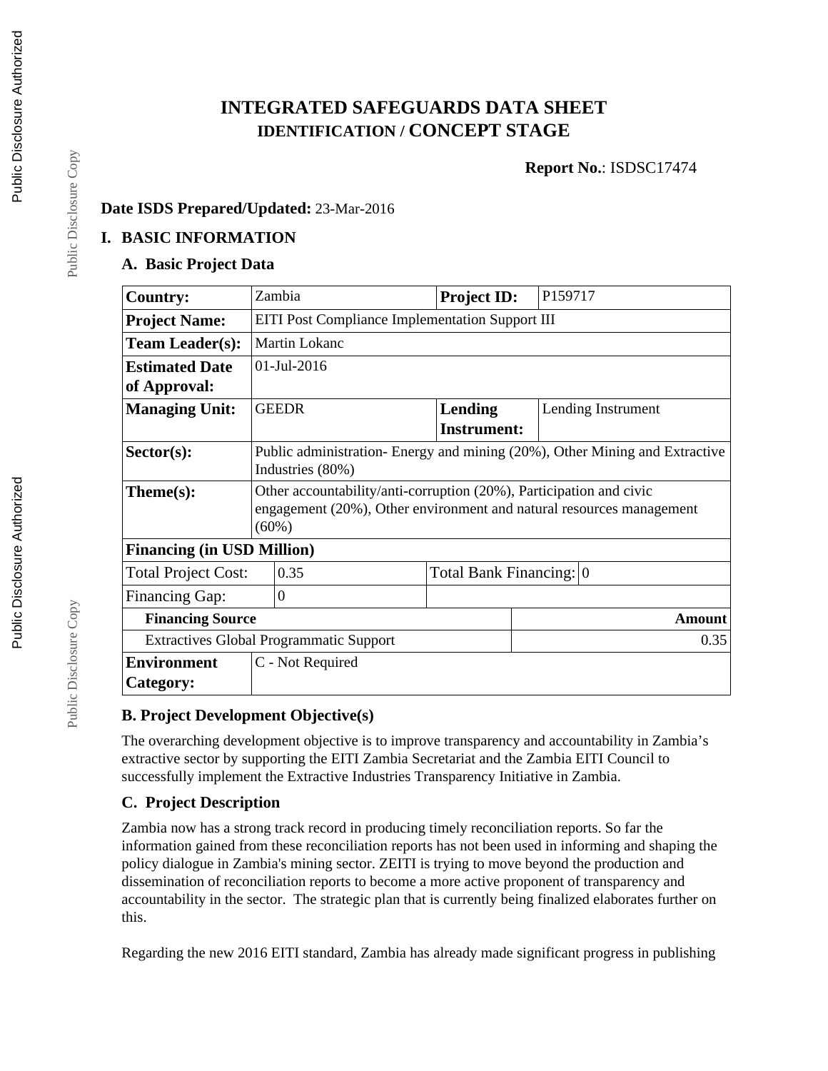# INTEGRATED SAFEGUARDS DATA SHEET
## IDENTIFICATION / CONCEPT STAGE

**Report No.**: ISDSC17474

**Date ISDS Prepared/Updated:** 23-Mar-2016

## I. BASIC INFORMATION

### A. Basic Project Data

| | | | |
|---|---|---|---|
| **Country:** | Zambia | **Project ID:** | P159717 |
| **Project Name:** | EITI Post Compliance Implementation Support III | | |
| **Team Leader(s):** | Martin Lokanc | | |
| **Estimated Date of Approval:** | 01-Jul-2016 | | |
| **Managing Unit:** | GEEDR | **Lending Instrument:** | Lending Instrument |
| **Sector(s):** | Public administration- Energy and mining (20%), Other Mining and Extractive Industries (80%) | | |
| **Theme(s):** | Other accountability/anti-corruption (20%), Participation and civic engagement (20%), Other environment and natural resources management (60%) | | |
| **Financing (in USD Million)** | | | |
| Total Project Cost: | 0.35 | Total Bank Financing: | 0 |
| Financing Gap: | 0 | | |
| **Financing Source** | | | **Amount** |
| Extractives Global Programmatic Support | | | 0.35 |
| **Environment Category:** | C - Not Required | | |

### B. Project Development Objective(s)

The overarching development objective is to improve transparency and accountability in Zambia's extractive sector by supporting the EITI Zambia Secretariat and the Zambia EITI Council to successfully implement the Extractive Industries Transparency Initiative in Zambia.

### C. Project Description

Zambia now has a strong track record in producing timely reconciliation reports. So far the information gained from these reconciliation reports has not been used in informing and shaping the policy dialogue in Zambia's mining sector. ZEITI is trying to move beyond the production and dissemination of reconciliation reports to become a more active proponent of transparency and accountability in the sector. The strategic plan that is currently being finalized elaborates further on this.

Regarding the new 2016 EITI standard, Zambia has already made significant progress in publishing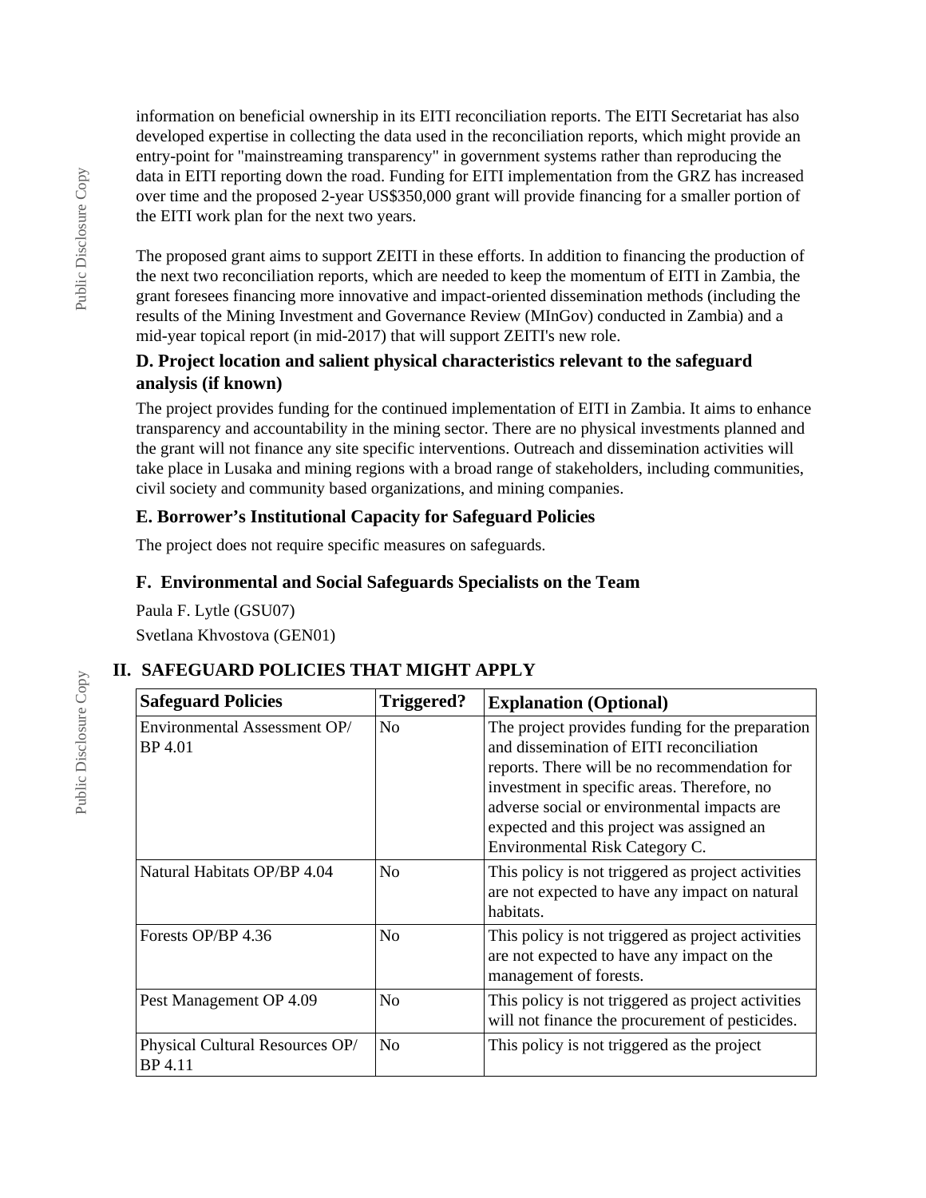information on beneficial ownership in its EITI reconciliation reports. The EITI Secretariat has also developed expertise in collecting the data used in the reconciliation reports, which might provide an entry-point for "mainstreaming transparency" in government systems rather than reproducing the data in EITI reporting down the road. Funding for EITI implementation from the GRZ has increased over time and the proposed 2-year US$350,000 grant will provide financing for a smaller portion of the EITI work plan for the next two years.

The proposed grant aims to support ZEITI in these efforts. In addition to financing the production of the next two reconciliation reports, which are needed to keep the momentum of EITI in Zambia, the grant foresees financing more innovative and impact-oriented dissemination methods (including the results of the Mining Investment and Governance Review (MInGov) conducted in Zambia) and a mid-year topical report (in mid-2017) that will support ZEITI's new role.

### D. Project location and salient physical characteristics relevant to the safeguard analysis (if known)

The project provides funding for the continued implementation of EITI in Zambia. It aims to enhance transparency and accountability in the mining sector. There are no physical investments planned and the grant will not finance any site specific interventions. Outreach and dissemination activities will take place in Lusaka and mining regions with a broad range of stakeholders, including communities, civil society and community based organizations, and mining companies.

### E. Borrower's Institutional Capacity for Safeguard Policies

The project does not require specific measures on safeguards.

### F. Environmental and Social Safeguards Specialists on the Team

Paula F. Lytle (GSU07)

Svetlana Khvostova (GEN01)

## II. SAFEGUARD POLICIES THAT MIGHT APPLY

| Safeguard Policies | Triggered? | Explanation (Optional) |
|---|---|---|
| Environmental Assessment OP/ BP 4.01 | No | The project provides funding for the preparation and dissemination of EITI reconciliation reports. There will be no recommendation for investment in specific areas. Therefore, no adverse social or environmental impacts are expected and this project was assigned an Environmental Risk Category C. |
| Natural Habitats OP/BP 4.04 | No | This policy is not triggered as project activities are not expected to have any impact on natural habitats. |
| Forests OP/BP 4.36 | No | This policy is not triggered as project activities are not expected to have any impact on the management of forests. |
| Pest Management OP 4.09 | No | This policy is not triggered as project activities will not finance the procurement of pesticides. |
| Physical Cultural Resources OP/ BP 4.11 | No | This policy is not triggered as the project |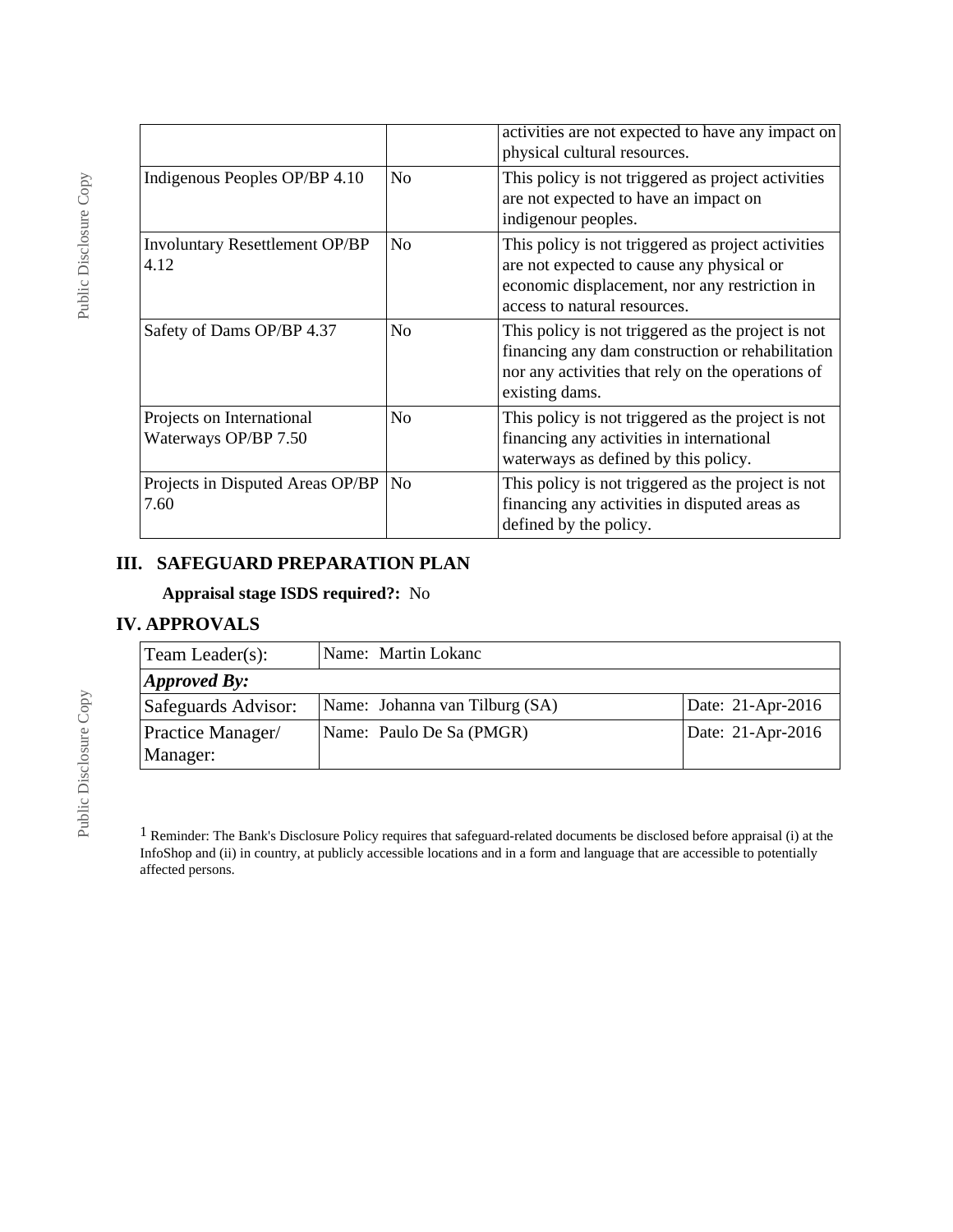| | | |
|---|---|---|
| | | activities are not expected to have any impact on physical cultural resources. |
| Indigenous Peoples OP/BP 4.10 | No | This policy is not triggered as project activities are not expected to have an impact on indigenour peoples. |
| Involuntary Resettlement OP/BP 4.12 | No | This policy is not triggered as project activities are not expected to cause any physical or economic displacement, nor any restriction in access to natural resources. |
| Safety of Dams OP/BP 4.37 | No | This policy is not triggered as the project is not financing any dam construction or rehabilitation nor any activities that rely on the operations of existing dams. |
| Projects on International Waterways OP/BP 7.50 | No | This policy is not triggered as the project is not financing any activities in international waterways as defined by this policy. |
| Projects in Disputed Areas OP/BP 7.60 | No | This policy is not triggered as the project is not financing any activities in disputed areas as defined by the policy. |

## III. SAFEGUARD PREPARATION PLAN

**Appraisal stage ISDS required?:** No

## IV. APPROVALS

| | | |
|---|---|---|
| Team Leader(s): | Name: Martin Lokanc | |
| ***Approved By:*** | | |
| Safeguards Advisor: | Name: Johanna van Tilburg (SA) | Date: 21-Apr-2016 |
| Practice Manager/ Manager: | Name: Paulo De Sa (PMGR) | Date: 21-Apr-2016 |

[1] Reminder: The Bank's Disclosure Policy requires that safeguard-related documents be disclosed before appraisal (i) at the InfoShop and (ii) in country, at publicly accessible locations and in a form and language that are accessible to potentially affected persons.